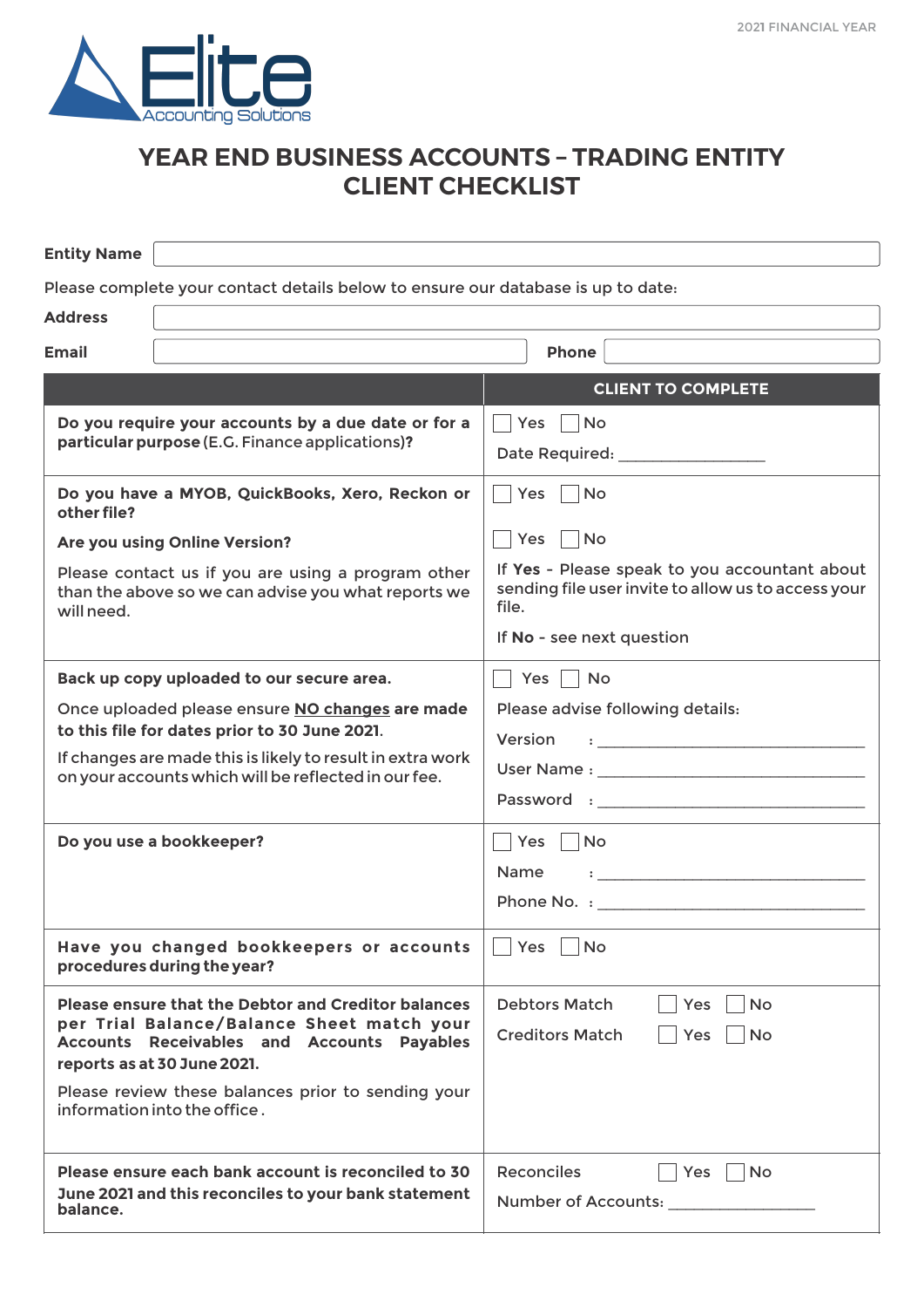2021 FINANCIAL YEAR

Elite Accounting Solutions

# YEAR END BUSINESS ACCOUNTS – TRADING ENTITY CLIENT CHECKLIST

**Entity Name** ______________________________

Please complete your contact details below to ensure our database is up to date:

**Address** ______________________________

**Email** ______________________________ **Phone** ______________________________

| | CLIENT TO COMPLETE |
|---|---|
| **Do you require your accounts by a due date or for a particular purpose** (E.G. Finance applications)**?** | ☐ Yes ☐ No<br>Date Required: ________________ |
| **Do you have a MYOB, QuickBooks, Xero, Reckon or other file?**<br>**Are you using Online Version?**<br>Please contact us if you are using a program other than the above so we can advise you what reports we will need. | ☐ Yes ☐ No<br>☐ Yes ☐ No<br>If **Yes** - Please speak to you accountant about sending file user invite to allow us to access your file.<br>If **No** - see next question |
| **Back up copy uploaded to our secure area.**<br>Once uploaded please ensure **NO changes are made to this file for dates prior to 30 June 2021.**<br>If changes are made this is likely to result in extra work on your accounts which will be reflected in our fee. | ☐ Yes ☐ No<br>Please advise following details:<br>Version : ______________________________<br>User Name : ______________________________<br>Password : ______________________________ |
| **Do you use a bookkeeper?** | ☐ Yes ☐ No<br>Name : ______________________________<br>Phone No. : ______________________________ |
| **Have you changed bookkeepers or accounts procedures during the year?** | ☐ Yes ☐ No |
| **Please ensure that the Debtor and Creditor balances per Trial Balance/Balance Sheet match your Accounts Receivables and Accounts Payables reports as at 30 June 2021.**<br>Please review these balances prior to sending your information into the office. | Debtors Match ☐ Yes ☐ No<br>Creditors Match ☐ Yes ☐ No |
| **Please ensure each bank account is reconciled to 30 June 2021 and this reconciles to your bank statement balance.** | Reconciles ☐ Yes ☐ No<br>Number of Accounts: ________________ |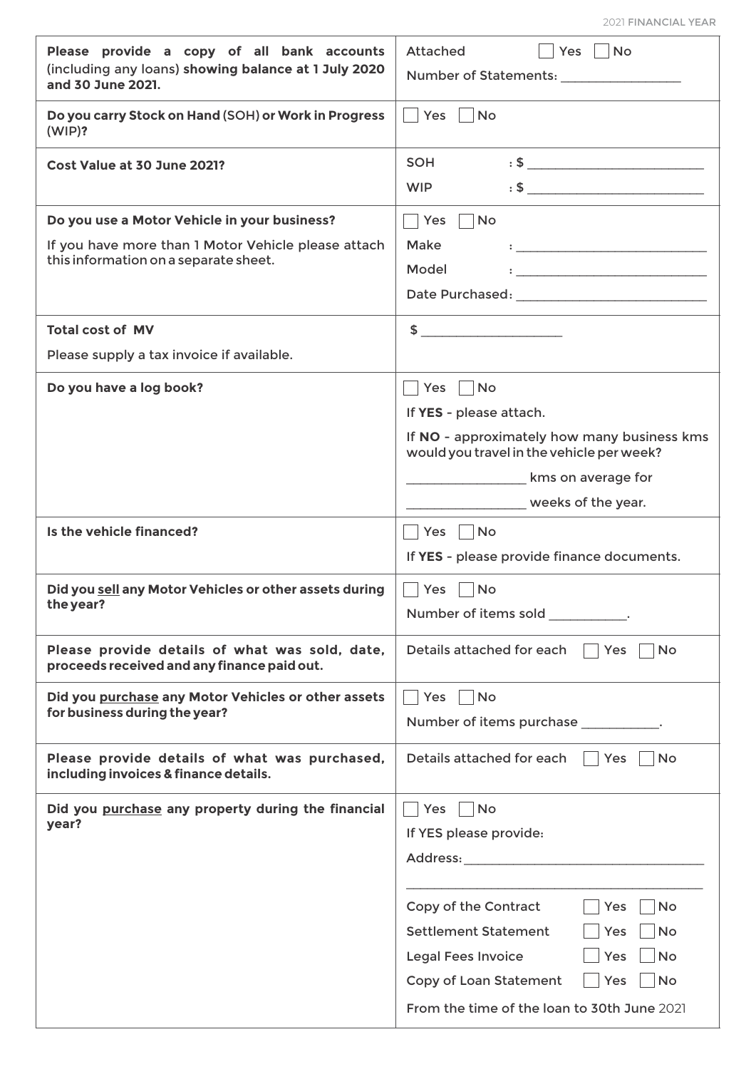| | |
|---|---|
| **Please provide a copy of all bank accounts** (including any loans) **showing balance at 1 July 2020 and 30 June 2021.** | Attached ☐ Yes ☐ No<br>Number of Statements: ________________ |
| **Do you carry Stock on Hand** (SOH) **or Work in Progress** (WIP)**?** | ☐ Yes ☐ No |
| **Cost Value at 30 June 2021?** | SOH : $ ________________________<br>WIP : $ ________________________ |
| **Do you use a Motor Vehicle in your business?**<br>If you have more than 1 Motor Vehicle please attach this information on a separate sheet. | ☐ Yes ☐ No<br>Make : __________________________<br>Model : __________________________<br>Date Purchased: __________________________ |
| **Total cost of MV**<br>Please supply a tax invoice if available. | $ ___________________ |
| **Do you have a log book?** | ☐ Yes ☐ No<br>If **YES** - please attach.<br>If **NO** - approximately how many business kms would you travel in the vehicle per week?<br>________________ kms on average for<br>________________ weeks of the year. |
| **Is the vehicle financed?** | ☐ Yes ☐ No<br>If **YES** - please provide finance documents. |
| **Did you <u>sell</u> any Motor Vehicles or other assets during the year?** | ☐ Yes ☐ No<br>Number of items sold __________. |
| **Please provide details of what was sold, date, proceeds received and any finance paid out.** | Details attached for each ☐ Yes ☐ No |
| **Did you <u>purchase</u> any Motor Vehicles or other assets for business during the year?** | ☐ Yes ☐ No<br>Number of items purchase __________. |
| **Please provide details of what was purchased, including invoices & finance details.** | Details attached for each ☐ Yes ☐ No |
| **Did you <u>purchase</u> any property during the financial year?** | ☐ Yes ☐ No<br>If YES please provide:<br>Address: ________________________________<br>________________________________________<br>Copy of the Contract ☐ Yes ☐ No<br>Settlement Statement ☐ Yes ☐ No<br>Legal Fees Invoice ☐ Yes ☐ No<br>Copy of Loan Statement ☐ Yes ☐ No<br>From the time of the loan to 30th June 2021 |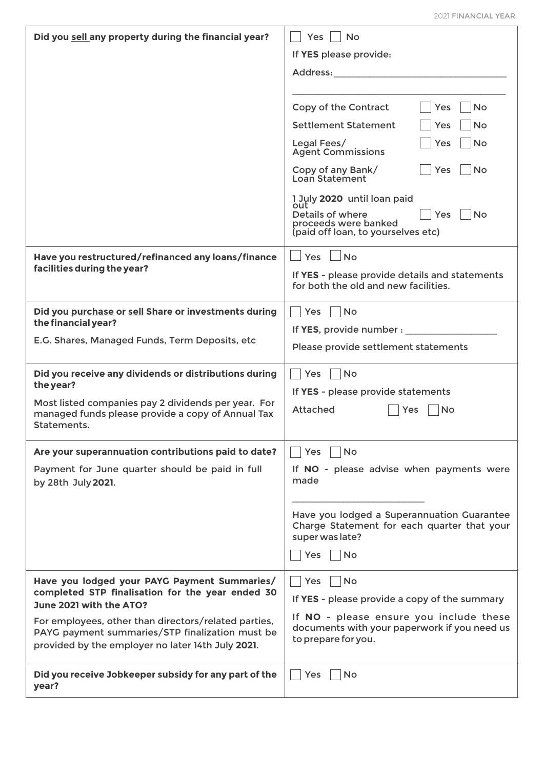| | |
|---|---|
| **Did you <u>sell</u> any property during the financial year?** | ☐ Yes ☐ No<br>If **YES** please provide:<br>Address: ______________________________<br>______________________________<br>Copy of the Contract ☐ Yes ☐ No<br>Settlement Statement ☐ Yes ☐ No<br>Legal Fees/ Agent Commissions ☐ Yes ☐ No<br>Copy of any Bank/ Loan Statement ☐ Yes ☐ No<br>1 July **2020** until loan paid out<br>Details of where proceeds were banked (paid off loan, to yourselves etc) ☐ Yes ☐ No |
| **Have you restructured/refinanced any loans/finance facilities during the year?** | ☐ Yes ☐ No<br>If **YES** - please provide details and statements for both the old and new facilities. |
| **Did you <u>purchase</u> or <u>sell</u> Share or investments during the financial year?**<br>E.G. Shares, Managed Funds, Term Deposits, etc | ☐ Yes ☐ No<br>If **YES**, provide number : __________________<br>Please provide settlement statements |
| **Did you receive any dividends or distributions during the year?**<br>Most listed companies pay 2 dividends per year. For managed funds please provide a copy of Annual Tax Statements. | ☐ Yes ☐ No<br>If **YES** - please provide statements<br>Attached ☐ Yes ☐ No |
| **Are your superannuation contributions paid to date?**<br>Payment for June quarter should be paid in full by 28th July **2021**. | ☐ Yes ☐ No<br>If **NO** - please advise when payments were made<br>__________________________<br>Have you lodged a Superannuation Guarantee Charge Statement for each quarter that your super was late?<br>☐ Yes ☐ No |
| **Have you lodged your PAYG Payment Summaries/ completed STP finalisation for the year ended 30 June 2021 with the ATO?**<br>For employees, other than directors/related parties, PAYG payment summaries/STP finalization must be provided by the employer no later 14th July **2021**. | ☐ Yes ☐ No<br>If **YES** - please provide a copy of the summary<br>If **NO** - please ensure you include these documents with your paperwork if you need us to prepare for you. |
| **Did you receive Jobkeeper subsidy for any part of the year?** | ☐ Yes ☐ No |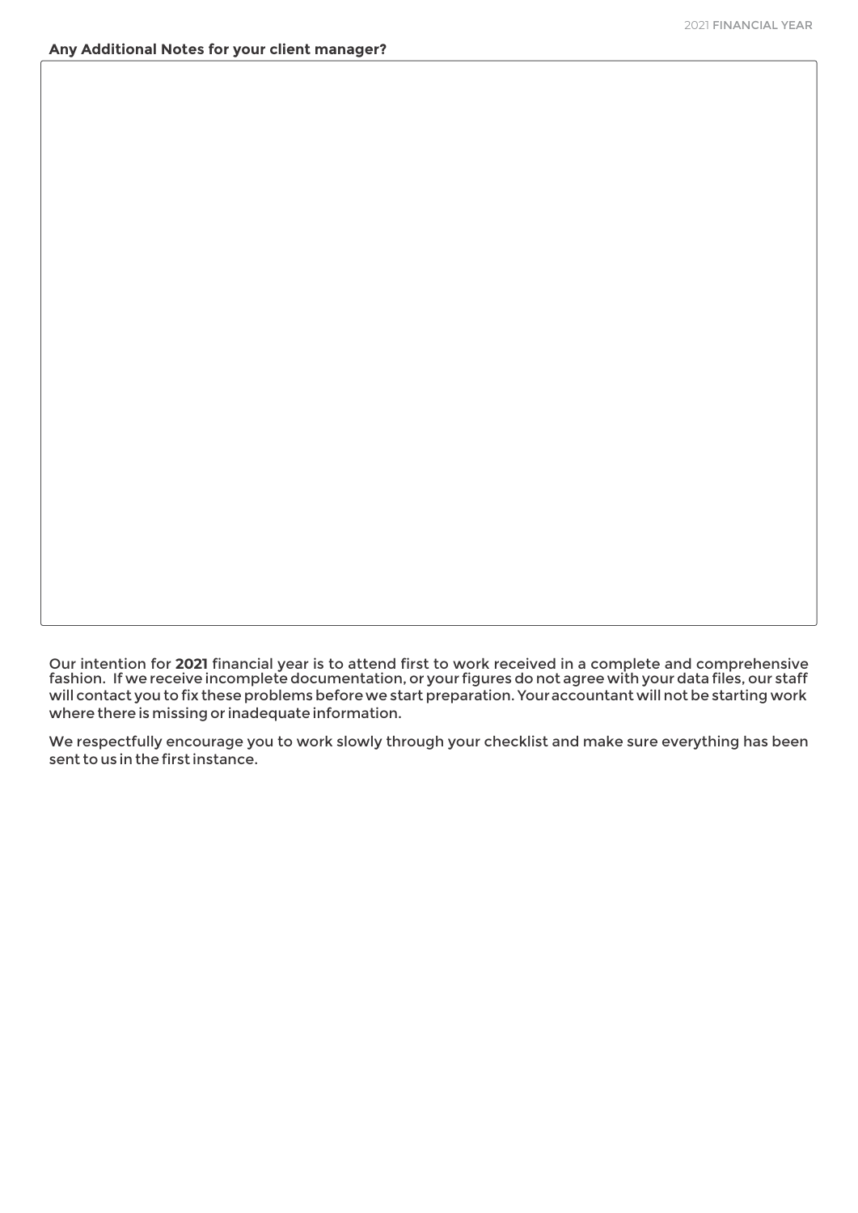**Any Additional Notes for your client manager?**

Our intention for **2021** financial year is to attend first to work received in a complete and comprehensive fashion. If we receive incomplete documentation, or your figures do not agree with your data files, our staff will contact you to fix these problems before we start preparation. Your accountant will not be starting work where there is missing or inadequate information.

We respectfully encourage you to work slowly through your checklist and make sure everything has been sent to us in the first instance.